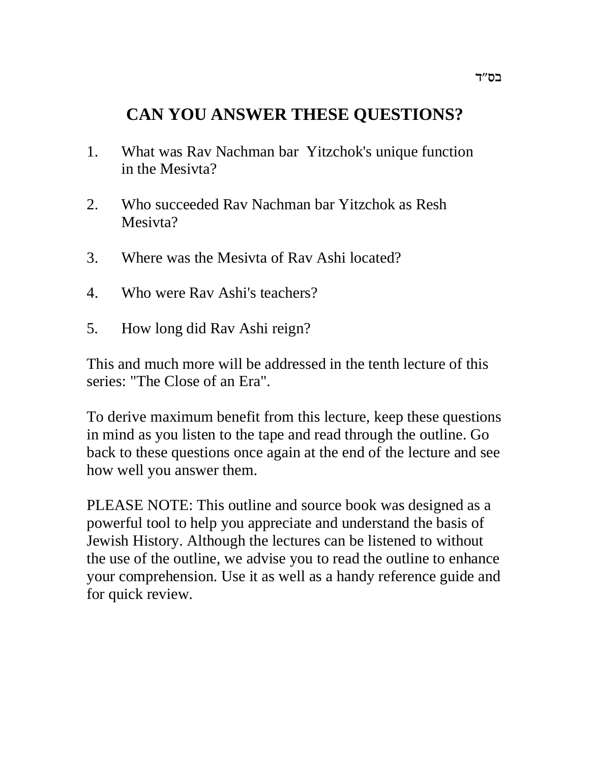בס"ד

# CAN YOU ANSWER THESE QUESTIONS?

1. What was Rav Nachman bar Yitzchok's unique function in the Mesivta?

2. Who succeeded Rav Nachman bar Yitzchok as Resh Mesivta?

3. Where was the Mesivta of Rav Ashi located?

4. Who were Rav Ashi's teachers?

5. How long did Rav Ashi reign?

This and much more will be addressed in the tenth lecture of this series: "The Close of an Era".

To derive maximum benefit from this lecture, keep these questions in mind as you listen to the tape and read through the outline. Go back to these questions once again at the end of the lecture and see how well you answer them.

PLEASE NOTE: This outline and source book was designed as a powerful tool to help you appreciate and understand the basis of Jewish History. Although the lectures can be listened to without the use of the outline, we advise you to read the outline to enhance your comprehension. Use it as well as a handy reference guide and for quick review.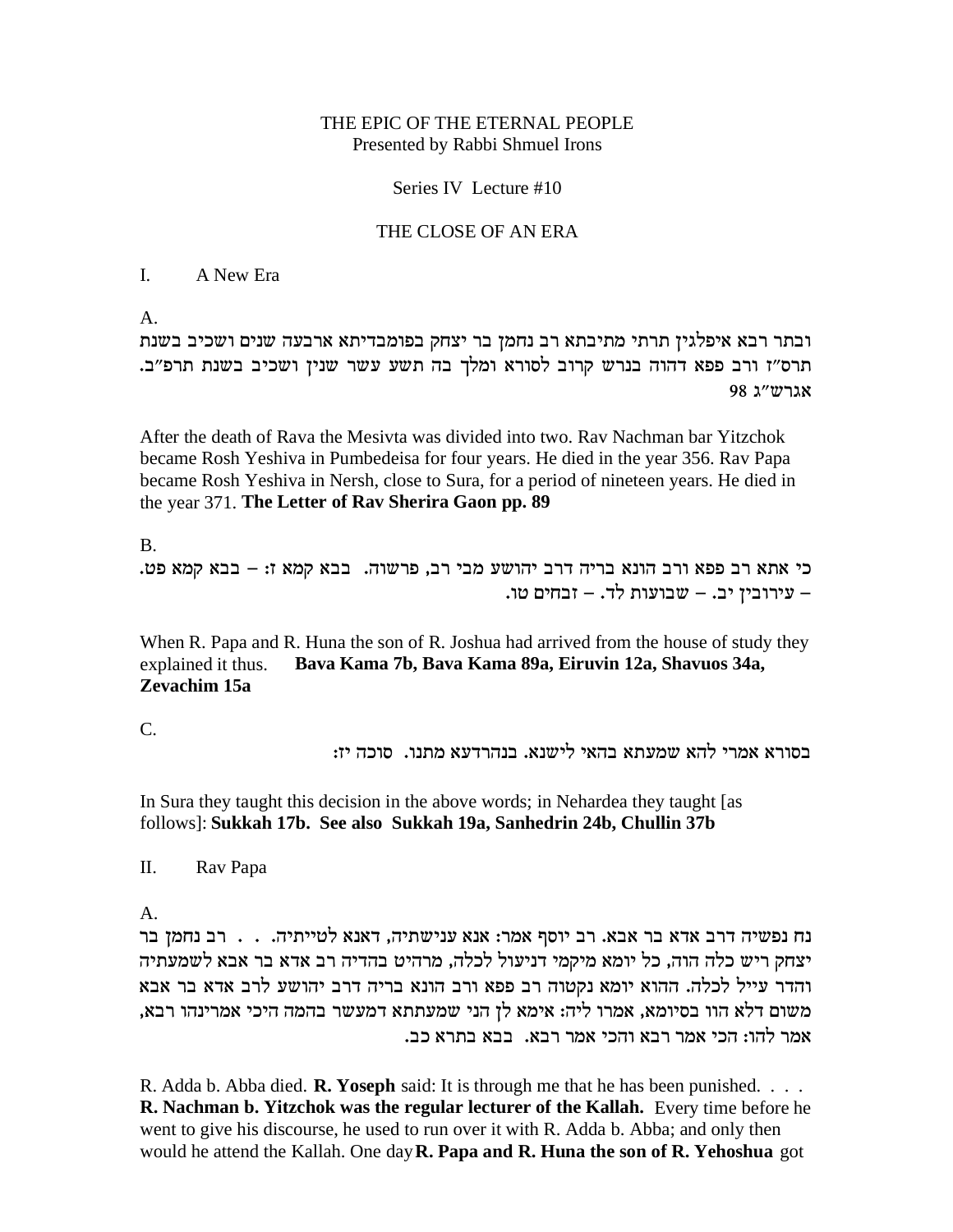THE EPIC OF THE ETERNAL PEOPLE
Presented by Rabbi Shmuel Irons

Series IV Lecture #10

THE CLOSE OF AN ERA

I. A New Era

A.

ובתר רבא איפלגין תרתי מתיבתא רב נחמן בר יצחק בפומבדיתא ארבעה שנים ושכיב בשנת תרס"ז ורב פפא דהוה בנרש קרוב לסורא ומלך בה תשע עשר שנין ושכיב בשנת תרפ"ב.
אגרש"ג 98

After the death of Rava the Mesivta was divided into two. Rav Nachman bar Yitzchok became Rosh Yeshiva in Pumbedeisa for four years. He died in the year 356. Rav Papa became Rosh Yeshiva in Nersh, close to Sura, for a period of nineteen years. He died in the year 371. **The Letter of Rav Sherira Gaon pp. 89**

B.

כי אתא רב פפא ורב הונא בריה דרב יהושע מבי רב, פרשוה. בבא קמא ז: – בבא קמא פט. – עירובין יב. – שבועות לד. – זבחים טו.

When R. Papa and R. Huna the son of R. Joshua had arrived from the house of study they explained it thus. **Bava Kama 7b, Bava Kama 89a, Eiruvin 12a, Shavuos 34a, Zevachim 15a**

C.

בסורא אמרי להא שמעתא בהאי לישנא. בנהרדעא מתנו. סוכה יז:

In Sura they taught this decision in the above words; in Nehardea they taught [as follows]: **Sukkah 17b. See also Sukkah 19a, Sanhedrin 24b, Chullin 37b**

II. Rav Papa

A.

נח נפשיה דרב אדא בר אבא. רב יוסף אמר: אנא ענישתיה, דאנא לטייתיה. . . . רב נחמן בר יצחק ריש כלה הוה, כל יומא מיקמי דניעול לכלה, מרהיט בהדיה רב אדא בר אבא לשמעתיה והדר עייל לכלה. ההוא יומא נקטוה רב פפא ורב הונא בריה דרב יהושע לרב אדא בר אבא משום דלא הוו בסיומא, אמרו ליה: אימא לן הני שמעתתא דמעשר בהמה היכי אמרינהו רבא, אמר להו: הכי אמר רבא והכי אמר רבא. בבא בתרא כב.

R. Adda b. Abba died. **R. Yoseph** said: It is through me that he has been punished. . . . **R. Nachman b. Yitzchok was the regular lecturer of the Kallah.** Every time before he went to give his discourse, he used to run over it with R. Adda b. Abba; and only then would he attend the Kallah. One day **R. Papa and R. Huna the son of R. Yehoshua** got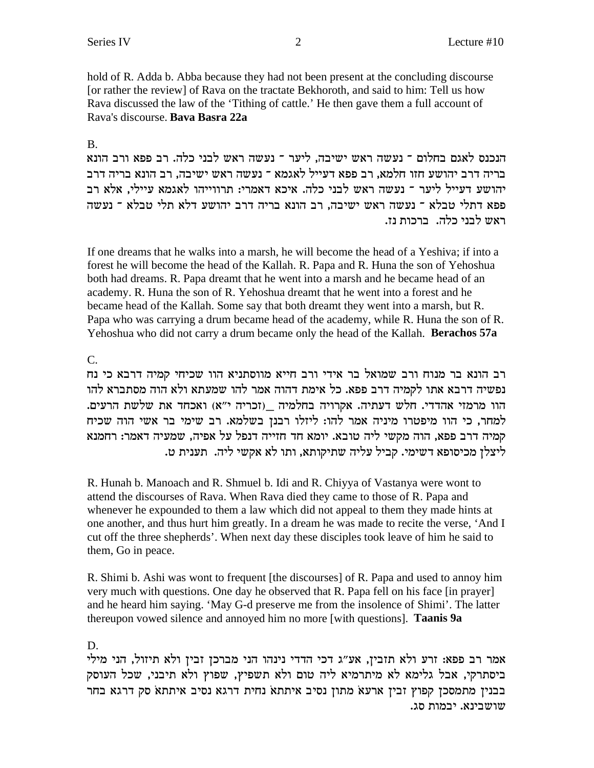hold of R. Adda b. Abba because they had not been present at the concluding discourse [or rather the review] of Rava on the tractate Bekhoroth, and said to him: Tell us how Rava discussed the law of the 'Tithing of cattle.' He then gave them a full account of Rava's discourse. **Bava Basra 22a**

B.

הנכנס לאגם בחלום ־ נעשה ראש ישיבה, ליער ־ נעשה ראש לבני כלה. רב פפא ורב הונא בריה דרב יהושע חזו חלמא, רב פפא דעייל לאגמא ־ נעשה ראש ישיבה, רב הונא בריה דרב יהושע דעייל ליער ־ נעשה ראש לבני כלה. איכא דאמרי: תרווייהו לאגמא עיילי, אלא רב פפא דתלי טבלא ־ נעשה ראש ישיבה, רב הונא בריה דרב יהושע דלא תלי טבלא ־ נעשה ראש לבני כלה. ברכות נז.

If one dreams that he walks into a marsh, he will become the head of a Yeshiva; if into a forest he will become the head of the Kallah. R. Papa and R. Huna the son of Yehoshua both had dreams. R. Papa dreamt that he went into a marsh and he became head of an academy. R. Huna the son of R. Yehoshua dreamt that he went into a forest and he became head of the Kallah. Some say that both dreamt they went into a marsh, but R. Papa who was carrying a drum became head of the academy, while R. Huna the son of R. Yehoshua who did not carry a drum became only the head of the Kallah. **Berachos 57a**

C.

רב הונא בר מנוח ורב שמואל בר אידי ורב חייא מווסתניא הוו שכיחי קמיה דרבא כי נח נפשיה דרבא אתו לקמיה דרב פפא. כל אימת דהוה אמר להו שמעתא ולא הוה מסתברא להו הוו מרמזי אהדדי. חלש דעתיה. אקרויה בחלמיה _(זכריה י"א) ואכחד את שלשת הרעים. למחר, כי הוו מיפטרו מיניה אמר להו: ליזלו רבנן בשלמא. רב שימי בר אשי הוה שכיח קמיה דרב פפא, הוה מקשי ליה טובא. יומא חד חזייה דנפל על אפיה, שמעיה דאמר: רחמנא ליצלן מכיסופא דשימי. קביל עליה שתיקותא, ותו לא אקשי ליה. תענית ט.

R. Hunah b. Manoach and R. Shmuel b. Idi and R. Chiyya of Vastanya were wont to attend the discourses of Rava. When Rava died they came to those of R. Papa and whenever he expounded to them a law which did not appeal to them they made hints at one another, and thus hurt him greatly. In a dream he was made to recite the verse, 'And I cut off the three shepherds'. When next day these disciples took leave of him he said to them, Go in peace.

R. Shimi b. Ashi was wont to frequent [the discourses] of R. Papa and used to annoy him very much with questions. One day he observed that R. Papa fell on his face [in prayer] and he heard him saying. 'May G-d preserve me from the insolence of Shimi'. The latter thereupon vowed silence and annoyed him no more [with questions]. **Taanis 9a**

D.

אמר רב פפא: זרע ולא תזבין, אע"ג דכי הדדי נינהו הני מברכן זבין ולא תיזול, הני מילי ביסתרקי, אבל גלימא לא מיתרמיא ליה טום ולא תשפיץ, שפוץ ולא תיבני, שכל העוסק בבנין מתמסכן קפוץ זבין ארעא מתון נסיב איתתא נחית דרגא נסיב איתתא סק דרגא בחר שושבינא. יבמות סג.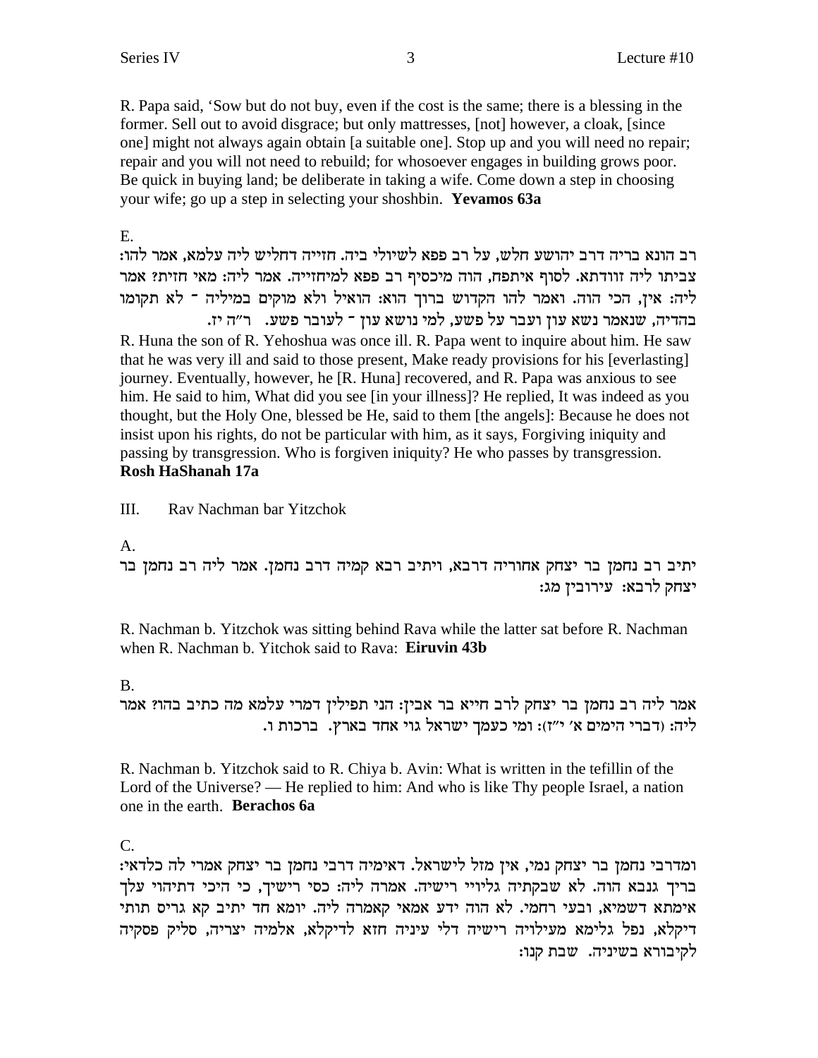R. Papa said, 'Sow but do not buy, even if the cost is the same; there is a blessing in the former. Sell out to avoid disgrace; but only mattresses, [not] however, a cloak, [since one] might not always again obtain [a suitable one]. Stop up and you will need no repair; repair and you will not need to rebuild; for whosoever engages in building grows poor. Be quick in buying land; be deliberate in taking a wife. Come down a step in choosing your wife; go up a step in selecting your shoshbin. **Yevamos 63a**

E.

רב הונא בריה דרב יהושע חלש, על רב פפא לשיולי ביה. חזייה דחליש ליה עלמא, אמר להו: צביתו ליה זוודתא. לסוף איתפח, הוה מיכסיף רב פפא למיחזייה. אמר ליה: מאי חזית? אמר ליה: אין, הכי הוה. ואמר להו הקדוש ברוך הוא: הואיל ולא מוקים במיליה - לא תקומו בהדיה, שנאמר נשא עון ועבר על פשע, למי נושא עון - לעובר פשע. ר"ה יז.

R. Huna the son of R. Yehoshua was once ill. R. Papa went to inquire about him. He saw that he was very ill and said to those present, Make ready provisions for his [everlasting] journey. Eventually, however, he [R. Huna] recovered, and R. Papa was anxious to see him. He said to him, What did you see [in your illness]? He replied, It was indeed as you thought, but the Holy One, blessed be He, said to them [the angels]: Because he does not insist upon his rights, do not be particular with him, as it says, Forgiving iniquity and passing by transgression. Who is forgiven iniquity? He who passes by transgression. **Rosh HaShanah 17a**

III. Rav Nachman bar Yitzchok

A.

יתיב רב נחמן בר יצחק אחוריה דרבא, ויתיב רבא קמיה דרב נחמן. אמר ליה רב נחמן בר יצחק לרבא: עירובין מג:

R. Nachman b. Yitzchok was sitting behind Rava while the latter sat before R. Nachman when R. Nachman b. Yitchok said to Rava: **Eiruvin 43b**

B.

אמר ליה רב נחמן בר יצחק לרב חייא בר אבין: הני תפילין דמרי עלמא מה כתיב בהו? אמר ליה: (דברי הימים א' י"ז): ומי כעמך ישראל גוי אחד בארץ. ברכות ו.

R. Nachman b. Yitzchok said to R. Chiya b. Avin: What is written in the tefillin of the Lord of the Universe? — He replied to him: And who is like Thy people Israel, a nation one in the earth. **Berachos 6a**

C.

ומדרבי נחמן בר יצחק נמי, אין מזל לישראל. דאימיה דרבי נחמן בר יצחק אמרי לה כלדאי: בריך גנבא הוה. לא שבקתיה גלויי רישיה. אמרה ליה: כסי רישיך, כי היכי דתיהוי עלך אימתא דשמיא, ובעי רחמי. לא הוה ידע אמאי קאמרה ליה. יומא חד יתיב קא גריס תותי דיקלא, נפל גלימא מעילויה רישיה דלי עיניה חזא לדיקלא, אלמיה יצריה, סליק פסקיה לקיבורא בשיניה. שבת קנו: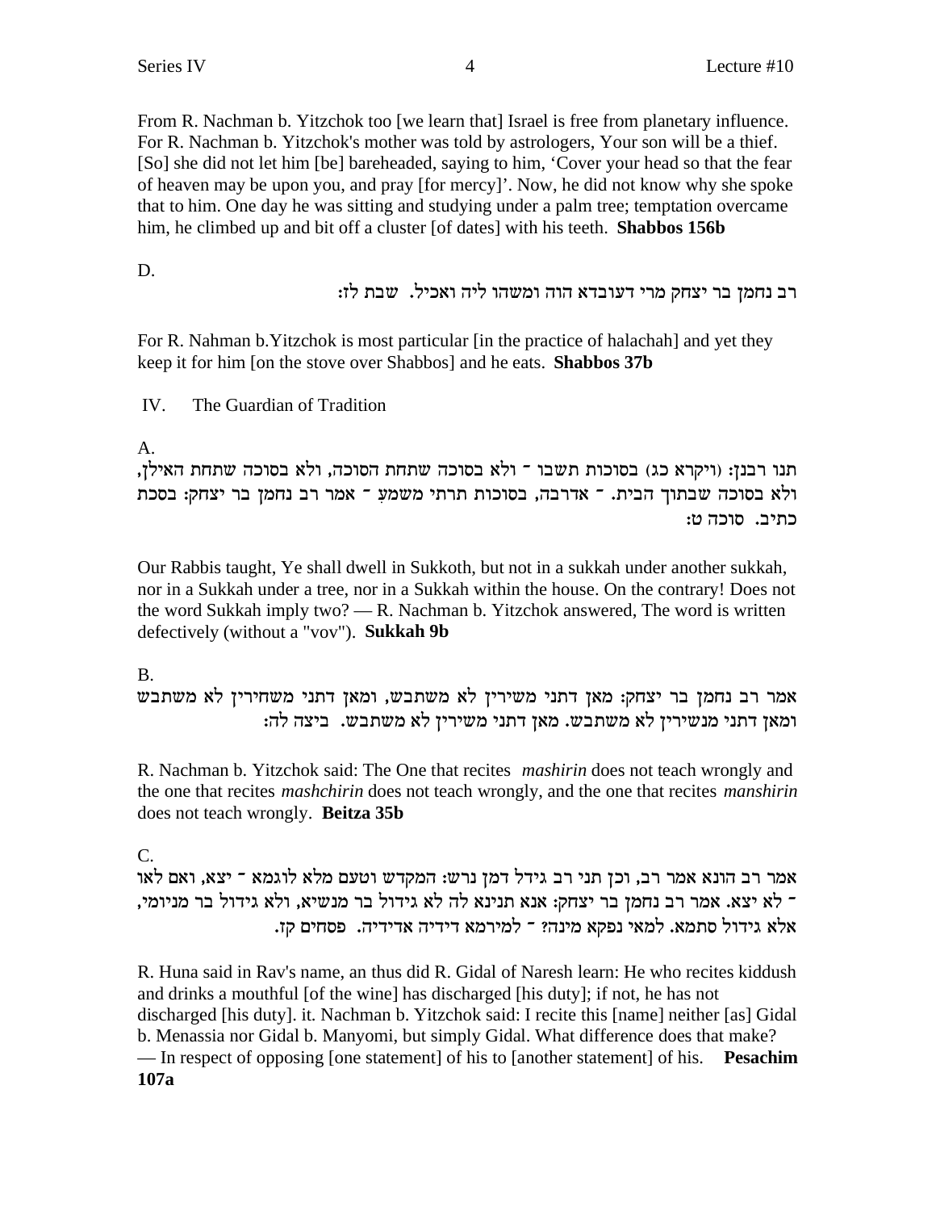From R. Nachman b. Yitzchok too [we learn that] Israel is free from planetary influence. For R. Nachman b. Yitzchok's mother was told by astrologers, Your son will be a thief. [So] she did not let him [be] bareheaded, saying to him, 'Cover your head so that the fear of heaven may be upon you, and pray [for mercy]'. Now, he did not know why she spoke that to him. One day he was sitting and studying under a palm tree; temptation overcame him, he climbed up and bit off a cluster [of dates] with his teeth. **Shabbos 156b**

D.

רב נחמן בר יצחק מרי דעובדא הוה ומשהו ליה ואכיל. שבת לז:

For R. Nahman b.Yitzchok is most particular [in the practice of halachah] and yet they keep it for him [on the stove over Shabbos] and he eats. **Shabbos 37b**

IV. The Guardian of Tradition

A.

תנו רבנן: (ויקרא כג) בסוכות תשבו - ולא בסוכה שתחת הסוכה, ולא בסוכה שתחת האילן, ולא בסוכה שבתוך הבית. - אדרבה, בסוכות תרתי משמע - אמר רב נחמן בר יצחק: בסכת כתיב. סוכה ט:

Our Rabbis taught, Ye shall dwell in Sukkoth, but not in a sukkah under another sukkah, nor in a Sukkah under a tree, nor in a Sukkah within the house. On the contrary! Does not the word Sukkah imply two? — R. Nachman b. Yitzchok answered, The word is written defectively (without a "vov"). **Sukkah 9b**

B.

אמר רב נחמן בר יצחק: מאן דתני משירין לא משתבש, ומאן דתני משחירין לא משתבש ומאן דתני מנשירין לא משתבש. מאן דתני משירין לא משתבש. ביצה לה:

R. Nachman b. Yitzchok said: The One that recites *mashirin* does not teach wrongly and the one that recites *mashchirin* does not teach wrongly, and the one that recites *manshirin* does not teach wrongly. **Beitza 35b**

C.

אמר רב הונא אמר רב, וכן תני רב גידל דמן נרש: המקדש וטעם מלא לוגמא - יצא, ואם לאו - לא יצא. אמר רב נחמן בר יצחק: אנא תנינא לה לא גידול בר מנשיא, ולא גידול בר מניומי, אלא גידול סתמא. למאי נפקא מינה? - למירמא דידיה אדידיה. פסחים קז.

R. Huna said in Rav's name, an thus did R. Gidal of Naresh learn: He who recites kiddush and drinks a mouthful [of the wine] has discharged [his duty]; if not, he has not discharged [his duty]. it. Nachman b. Yitzchok said: I recite this [name] neither [as] Gidal b. Menassia nor Gidal b. Manyomi, but simply Gidal. What difference does that make? — In respect of opposing [one statement] of his to [another statement] of his. **Pesachim 107a**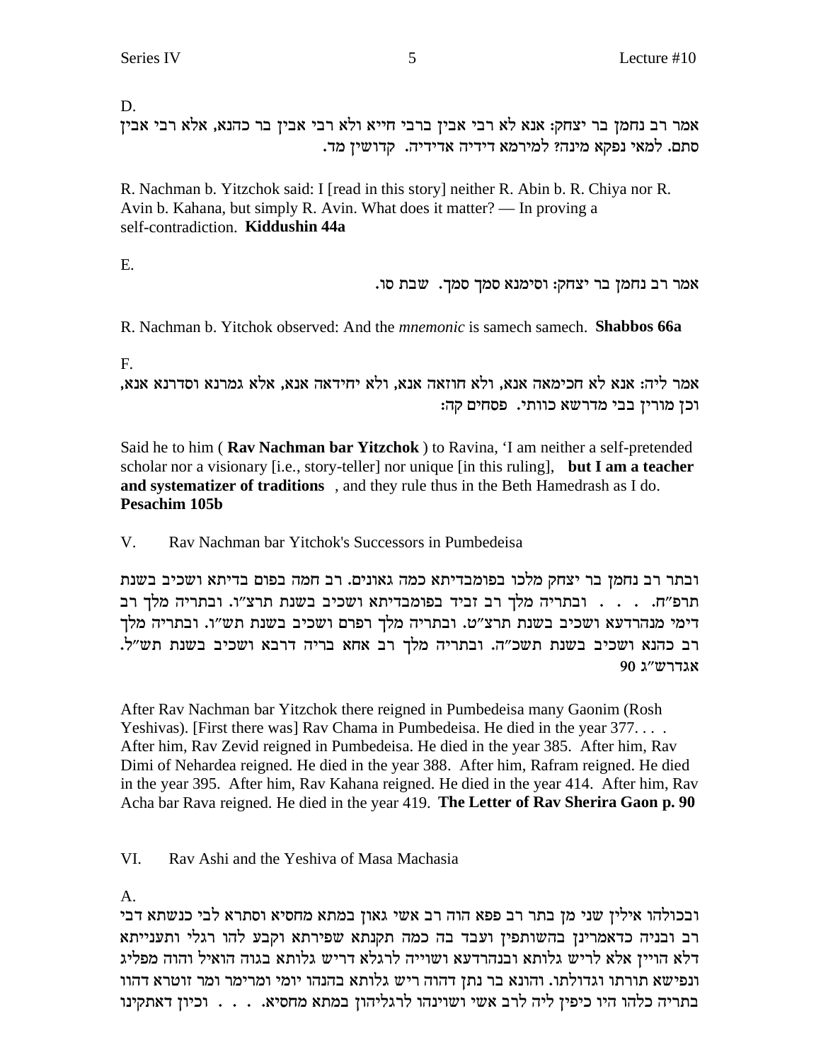D.

אמר רב נחמן בר יצחק: אנא לא רבי אבין ברבי חייא ולא רבי אבין בר כהנא, אלא רבי אבין סתם. למאי נפקא מינה? למירמא דידיה אדידיה. קדושין מד.

R. Nachman b. Yitzchok said: I [read in this story] neither R. Abin b. R. Chiya nor R. Avin b. Kahana, but simply R. Avin. What does it matter? — In proving a self-contradiction. **Kiddushin 44a**

E.

אמר רב נחמן בר יצחק: וסימנא סמך סמך. שבת סו.

R. Nachman b. Yitchok observed: And the *mnemonic* is samech samech. **Shabbos 66a**

F.

אמר ליה: אנא לא חכימאה אנא, ולא חוזאה אנא, ולא יחידאה אנא, אלא גמרנא וסדרנא אנא, וכן מורין בבי מדרשא כוותי. פסחים קה:

Said he to him ( **Rav Nachman bar Yitzchok** ) to Ravina, 'I am neither a self-pretended scholar nor a visionary [i.e., story-teller] nor unique [in this ruling], **but I am a teacher and systematizer of traditions** , and they rule thus in the Beth Hamedrash as I do. **Pesachim 105b**

V. Rav Nachman bar Yitchok's Successors in Pumbedeisa

ובתר רב נחמן בר יצחק מלכו בפומבדיתא כמה גאונים. רב חמה בפום בדיתא ושכיב בשנת תרפ"ח. . . . ובתריה מלך רב זביד בפומבדיתא ושכיב בשנת תרצ"ו. ובתריה מלך רב דימי מנהרדעא ושכיב בשנת תרצ"ט. ובתריה מלך רפרם ושכיב בשנת תש"ו. ובתריה מלך רב כהנא ושכיב בשנת תשכ"ה. ובתריה מלך רב אחא בריה דרבא ושכיב בשנת תש"ל. אגדרש"ג 90

After Rav Nachman bar Yitzchok there reigned in Pumbedeisa many Gaonim (Rosh Yeshivas). [First there was] Rav Chama in Pumbedeisa. He died in the year 377. . . . After him, Rav Zevid reigned in Pumbedeisa. He died in the year 385. After him, Rav Dimi of Nehardea reigned. He died in the year 388. After him, Rafram reigned. He died in the year 395. After him, Rav Kahana reigned. He died in the year 414. After him, Rav Acha bar Rava reigned. He died in the year 419. **The Letter of Rav Sherira Gaon p. 90**

VI. Rav Ashi and the Yeshiva of Masa Machasia

A.

ובכולהו אילין שני מן בתר רב פפא הוה רב אשי גאון במתא מחסיא וסתרא לבי כנשתא דבי רב ובניה כדאמרינן בהשותפין ועבד בה כמה תקנתא שפירתא וקבע להו רגלי ותענייתא דלא הויין אלא לריש גלותא ובנהרדעא ושוייה לרגלא דריש גלותא בגוה הואיל והוה מפליג ונפישא תורתו וגדולתו. והונא בר נתן דהוה ריש גלותא בהנהו יומי ומרימר ומר זוטרא דהוו בתריה כלהו היו כיפין ליה לרב אשי ושוינהו לרגליהון במתא מחסיא. . . . וכיון דאתקינו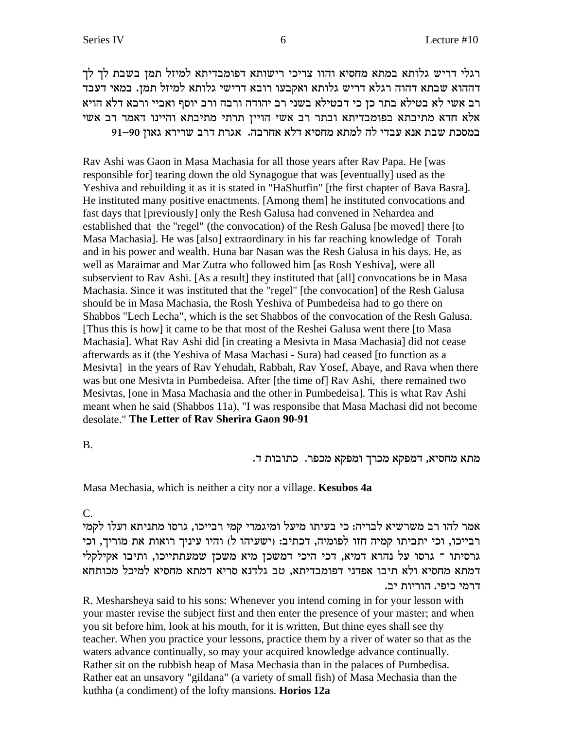רגלי דריש גלותא במתא מחסיא והוו צריכי רישותא דפומבדיתא למיזל תמן בשבת לך לך דההוא שבתא דהוה רגלא דריש גלותא ואקבעו רובא דרישי גלותא למיזל תמן. במאי דעבד רב אשי לא בטילא בתר כן כי דבטילא בשני רב יהודה ורבה ורב יוסף ואביי ורבא דלא הויא אלא חדא מתיבתא בפומבדיתא ובתר רב אשי הויין תרתי מתיבתא והיינו דאמר רב אשי במסכת שבת אנא עבדי לה למתא מחסיא דלא אחרבה. אגרת דרב שרירא גאון 90–91

Rav Ashi was Gaon in Masa Machasia for all those years after Rav Papa. He [was responsible for] tearing down the old Synagogue that was [eventually] used as the Yeshiva and rebuilding it as it is stated in "HaShutfin" [the first chapter of Bava Basra]. He instituted many positive enactments. [Among them] he instituted convocations and fast days that [previously] only the Resh Galusa had convened in Nehardea and established that the "regel" (the convocation) of the Resh Galusa [be moved] there [to Masa Machasia]. He was [also] extraordinary in his far reaching knowledge of Torah and in his power and wealth. Huna bar Nasan was the Resh Galusa in his days. He, as well as Maraimar and Mar Zutra who followed him [as Rosh Yeshiva], were all subservient to Rav Ashi. [As a result] they instituted that [all] convocations be in Masa Machasia. Since it was instituted that the "regel" [the convocation] of the Resh Galusa should be in Masa Machasia, the Rosh Yeshiva of Pumbedeisa had to go there on Shabbos "Lech Lecha", which is the set Shabbos of the convocation of the Resh Galusa. [Thus this is how] it came to be that most of the Reshei Galusa went there [to Masa Machasia]. What Rav Ashi did [in creating a Mesivta in Masa Machasia] did not cease afterwards as it (the Yeshiva of Masa Machasi - Sura) had ceased [to function as a Mesivta] in the years of Rav Yehudah, Rabbah, Rav Yosef, Abaye, and Rava when there was but one Mesivta in Pumbedeisa. After [the time of] Rav Ashi, there remained two Mesivtas, [one in Masa Machasia and the other in Pumbedeisa]. This is what Rav Ashi meant when he said (Shabbos 11a), "I was responsibe that Masa Machasi did not become desolate." **The Letter of Rav Sherira Gaon 90-91**

B.

מתא מחסיא, דמפקא מכרך ומפקא מכפר. כתובות ד.

Masa Mechasia, which is neither a city nor a village. **Kesubos 4a**

C.

אמר להו רב משרשיא לבריה: כי בעיתו מיעל ומיגמרי קמי רבייכו, גרסו מתניתא ועלו לקמי רבייכו, וכי יתביתו קמיה חזו לפומיה, דכתיב: (ישעיהו ל) והיו עיניך רואות את מוריך, וכי גרסיתו - גרסו על נהרא דמיא, דכי היכי דמשכן מיא משכן שמעתתייכו, ותיבו אקילקלי דמתא מחסיא ולא תיבו אפדני דפומבדיתא, טב גלדנא סריא דמתא מחסיא למיכל מכותחא דרמי כיפי. הוריות יב.

R. Mesharsheya said to his sons: Whenever you intend coming in for your lesson with your master revise the subject first and then enter the presence of your master; and when you sit before him, look at his mouth, for it is written, But thine eyes shall see thy teacher. When you practice your lessons, practice them by a river of water so that as the waters advance continually, so may your acquired knowledge advance continually. Rather sit on the rubbish heap of Masa Mechasia than in the palaces of Pumbedisa. Rather eat an unsavory "gildana" (a variety of small fish) of Masa Mechasia than the kuthha (a condiment) of the lofty mansions. **Horios 12a**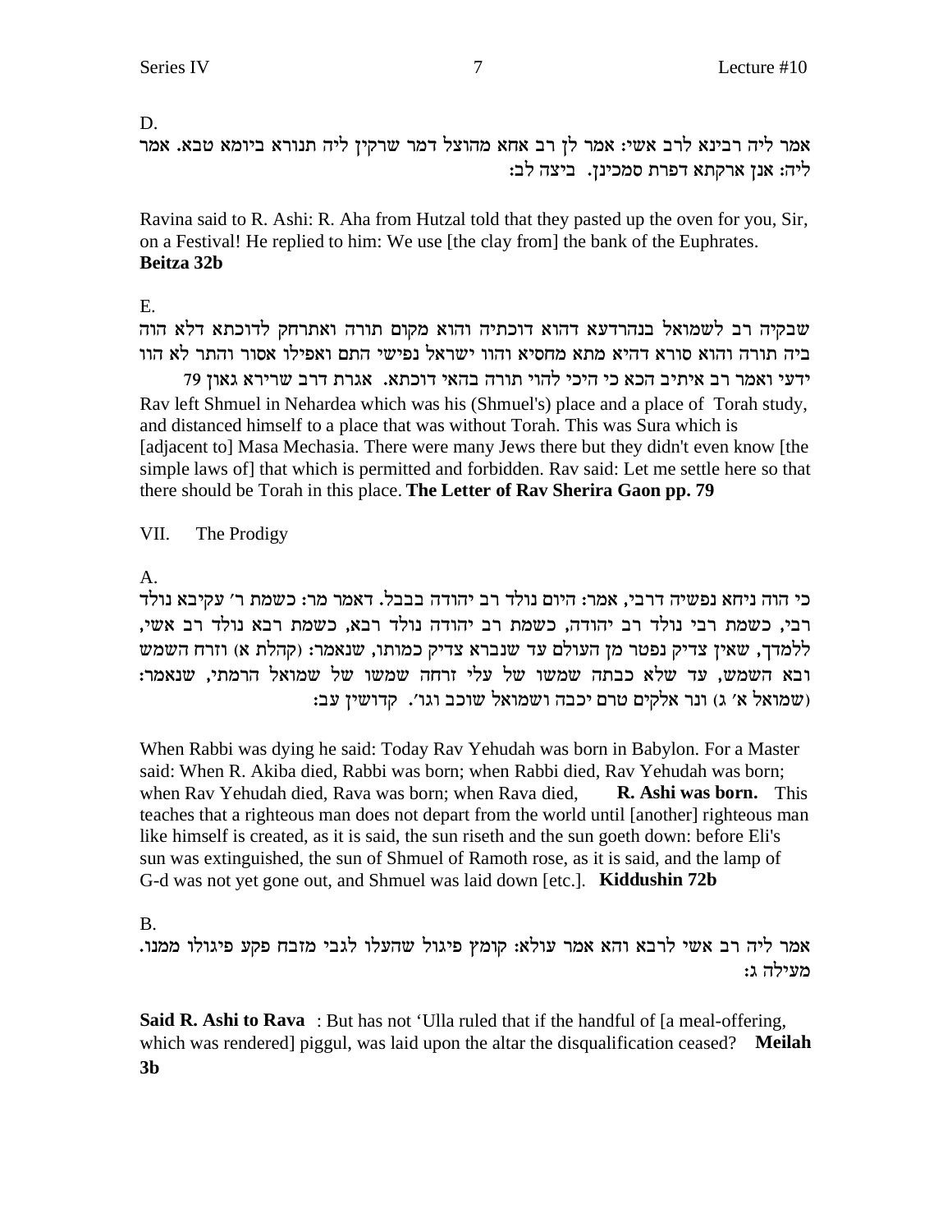D.

אמר ליה רבינא לרב אשי: אמר לן רב אחא מהוצל דמר שרקין ליה תנורא ביומא טבא. אמר ליה: אנן ארקתא דפרת סמכינן. ביצה לב:

Ravina said to R. Ashi: R. Aha from Hutzal told that they pasted up the oven for you, Sir, on a Festival! He replied to him: We use [the clay from] the bank of the Euphrates. **Beitza 32b**

E.

שבקיה רב לשמואל בנהרדעא דהוא דוכתיה והוא מקום תורה ואתרחק לדוכתא דלא הוה ביה תורה והוא סורא דהיא מתא מחסיא והוו ישראל נפישי התם ואפילו אסור והתר לא הוו ידעי ואמר רב איתיב הכא כי היכי להוי תורה בהאי דוכתא. אגרת דרב שרירא גאון 79

Rav left Shmuel in Nehardea which was his (Shmuel's) place and a place of Torah study, and distanced himself to a place that was without Torah. This was Sura which is [adjacent to] Masa Mechasia. There were many Jews there but they didn't even know [the simple laws of] that which is permitted and forbidden. Rav said: Let me settle here so that there should be Torah in this place. **The Letter of Rav Sherira Gaon pp. 79**

VII. The Prodigy

A.

כי הוה ניחא נפשיה דרבי, אמר: היום נולד רב יהודה בבבל. דאמר מר: כשמת ר׳ עקיבא נולד רבי, כשמת רבי נולד רב יהודה, כשמת רב יהודה נולד רבא, כשמת רבא נולד רב אשי, ללמדך, שאין צדיק נפטר מן העולם עד שנברא צדיק כמותו, שנאמר: (קהלת א) וזרח השמש ובא השמש, עד שלא כבתה שמשו של עלי זרחה שמשו של שמואל הרמתי, שנאמר: (שמואל א׳ ג) ונר אלקים טרם יכבה ושמואל שוכב וגו׳. קדושין עב:

When Rabbi was dying he said: Today Rav Yehudah was born in Babylon. For a Master said: When R. Akiba died, Rabbi was born; when Rabbi died, Rav Yehudah was born; when Rav Yehudah died, Rava was born; when Rava died, **R. Ashi was born.** This teaches that a righteous man does not depart from the world until [another] righteous man like himself is created, as it is said, the sun riseth and the sun goeth down: before Eli's sun was extinguished, the sun of Shmuel of Ramoth rose, as it is said, and the lamp of G-d was not yet gone out, and Shmuel was laid down [etc.]. **Kiddushin 72b**

B.

אמר ליה רב אשי לרבא והא אמר עולא: קומץ פיגול שהעלו לגבי מזבח פקע פיגולו ממנו. מעילה ג:

**Said R. Ashi to Rava** : But has not 'Ulla ruled that if the handful of [a meal-offering, which was rendered] piggul, was laid upon the altar the disqualification ceased? **Meilah 3b**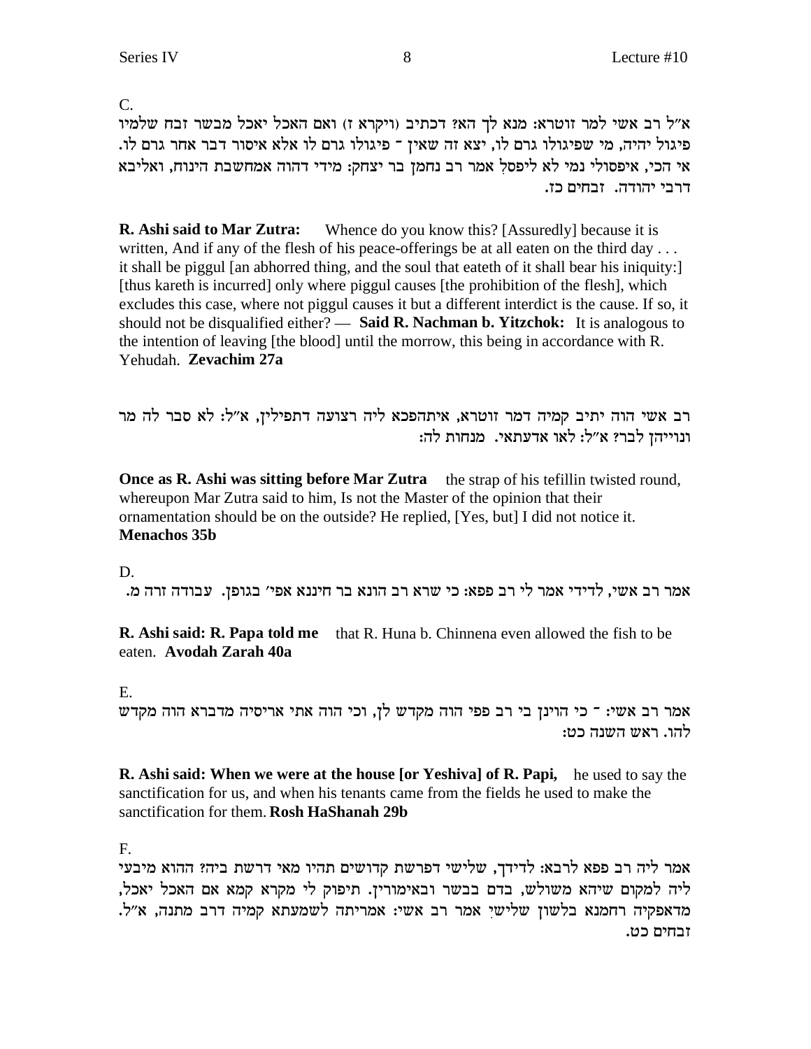C.

א"ל רב אשי למר זוטרא: מנא לך האי? דכתיב (ויקרא ז) ואם האכל יאכל מבשר זבח שלמיו פיגול יהיה, מי שפיגולו גרם לו, יצא זה שאין - פיגולו גרם לו אלא איסור דבר אחר גרם לו. אי הכי, איפסולי נמי לא ליפסל אמר רב נחמן בר יצחק: מידי דהוה אמחשבת הינוח, ואליבא דרבי יהודה. זבחים כז.

**R. Ashi said to Mar Zutra:** Whence do you know this? [Assuredly] because it is written, And if any of the flesh of his peace-offerings be at all eaten on the third day . . . it shall be piggul [an abhorred thing, and the soul that eateth of it shall bear his iniquity:] [thus kareth is incurred] only where piggul causes [the prohibition of the flesh], which excludes this case, where not piggul causes it but a different interdict is the cause. If so, it should not be disqualified either? — **Said R. Nachman b. Yitzchok:** It is analogous to the intention of leaving [the blood] until the morrow, this being in accordance with R. Yehudah. **Zevachim 27a**

רב אשי הוה יתיב קמיה דמר זוטרא, איתהפכא ליה רצועה דתפילין, א"ל: לא סבר לה מר ונוייהן לבר? א"ל: לאו אדעתאי. מנחות לה:

**Once as R. Ashi was sitting before Mar Zutra** the strap of his tefillin twisted round, whereupon Mar Zutra said to him, Is not the Master of the opinion that their ornamentation should be on the outside? He replied, [Yes, but] I did not notice it. **Menachos 35b**

D.

אמר רב אשי, לדידי אמר לי רב פפא: כי שרא רב הונא בר חיננא אפי' בגופן. עבודה זרה מ.

**R. Ashi said: R. Papa told me** that R. Huna b. Chinnena even allowed the fish to be eaten. **Avodah Zarah 40a**

E.

אמר רב אשי: - כי הוינן בי רב פפי הוה מקדש לן, וכי הוה אתי אריסיה מדברא הוה מקדש להו. ראש השנה כט:

**R. Ashi said: When we were at the house [or Yeshiva] of R. Papi,** he used to say the sanctification for us, and when his tenants came from the fields he used to make the sanctification for them. **Rosh HaShanah 29b**

F.

אמר ליה רב פפא לרבא: לדידך, שלישי דפרשת קדושים תהיו מאי דרשת ביה? ההוא מיבעי ליה למקום שיהא משולש, בדם בבשר ובאימורין. תיפוק לי מקרא קמא אם האכל יאכל, מדאפקיה רחמנא בלשון שלישי אמר רב אשי: אמריתה לשמעתא קמיה דרב מתנה, א"ל. זבחים כט.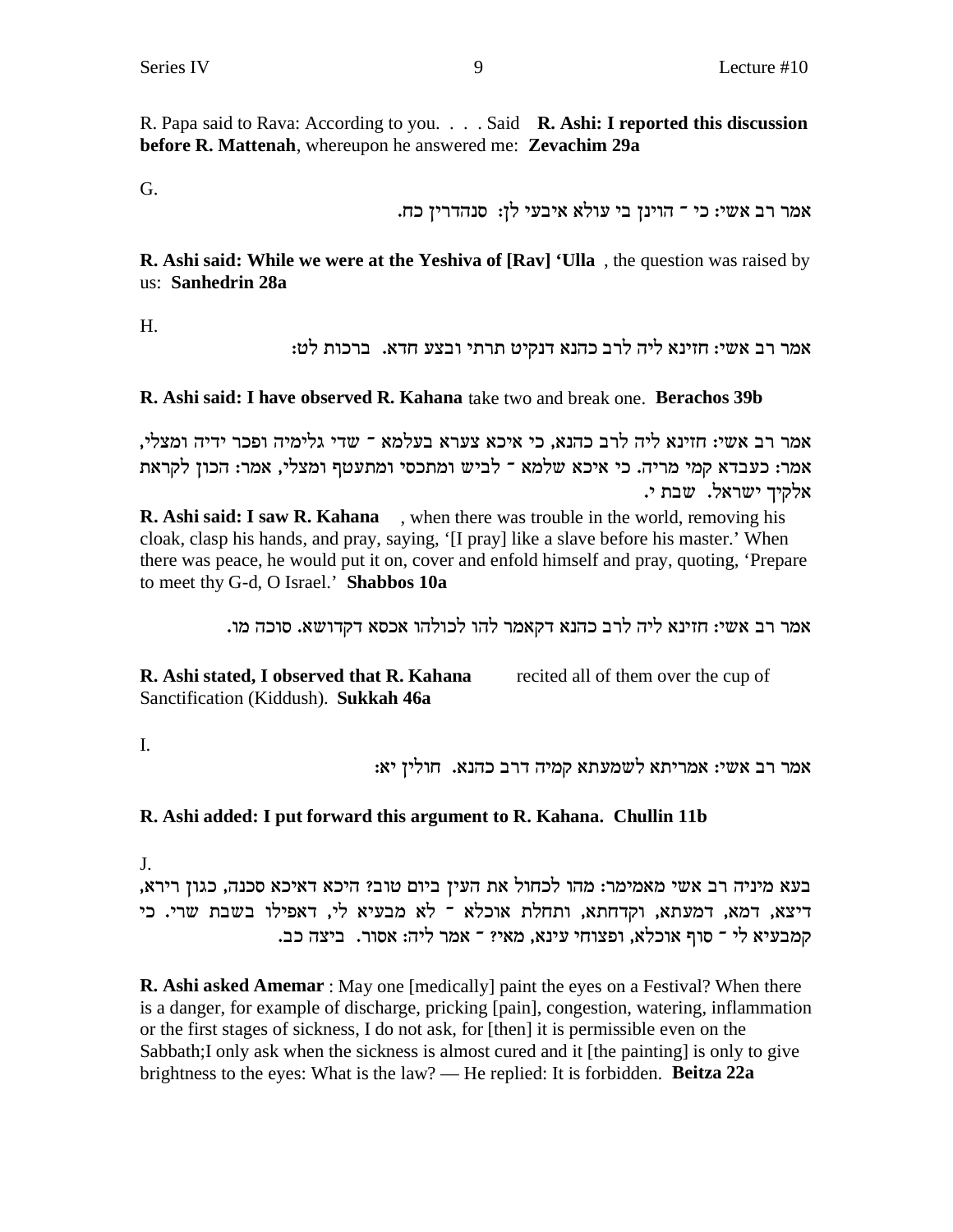R. Papa said to Rava: According to you. . . . Said **R. Ashi: I reported this discussion before R. Mattenah**, whereupon he answered me: **Zevachim 29a**

G.

אמר רב אשי: כי ־ הוינן בי עולא איבעי לן: סנהדרין כח.

**R. Ashi said: While we were at the Yeshiva of [Rav] 'Ulla** , the question was raised by us: **Sanhedrin 28a**

H.

אמר רב אשי: חזינא ליה לרב כהנא דנקיט תרתי ובצע חדא. ברכות לט:

**R. Ashi said: I have observed R. Kahana** take two and break one. **Berachos 39b**

אמר רב אשי: חזינא ליה לרב כהנא, כי איכא צערא בעלמא ־ שדי גלימיה ופכר ידיה ומצלי, אמר: כעבדא קמי מריה. כי איכא שלמא ־ לביש ומתכסי ומתעטף ומצלי, אמר: הכון לקראת אלקיך ישראל. שבת י.

**R. Ashi said: I saw R. Kahana** , when there was trouble in the world, removing his cloak, clasp his hands, and pray, saying, '[I pray] like a slave before his master.' When there was peace, he would put it on, cover and enfold himself and pray, quoting, 'Prepare to meet thy G-d, O Israel.' **Shabbos 10a**

אמר רב אשי: חזינא ליה לרב כהנא דקאמר להו לכולהו אכסא דקדושא. סוכה מו.

**R. Ashi stated, I observed that R. Kahana** recited all of them over the cup of Sanctification (Kiddush). **Sukkah 46a**

I.

אמר רב אשי: אמריתא לשמעתא קמיה דרב כהנא. חולין יא:

**R. Ashi added: I put forward this argument to R. Kahana. Chullin 11b**

J.

בעא מיניה רב אשי מאמימר: מהו לכחול את העין ביום טוב? היכא דאיכא סכנה, כגון רירא, דיצא, דמא, דמעתא, וקדחתא, ותחלת אוכלא ־ לא מבעיא לי, דאפילו בשבת שרי. כי קמבעיא לי ־ סוף אוכלא, ופצוחי עינא, מאי? ־ אמר ליה: אסור. ביצה כב.

**R. Ashi asked Amemar** : May one [medically] paint the eyes on a Festival? When there is a danger, for example of discharge, pricking [pain], congestion, watering, inflammation or the first stages of sickness, I do not ask, for [then] it is permissible even on the Sabbath;I only ask when the sickness is almost cured and it [the painting] is only to give brightness to the eyes: What is the law? — He replied: It is forbidden. **Beitza 22a**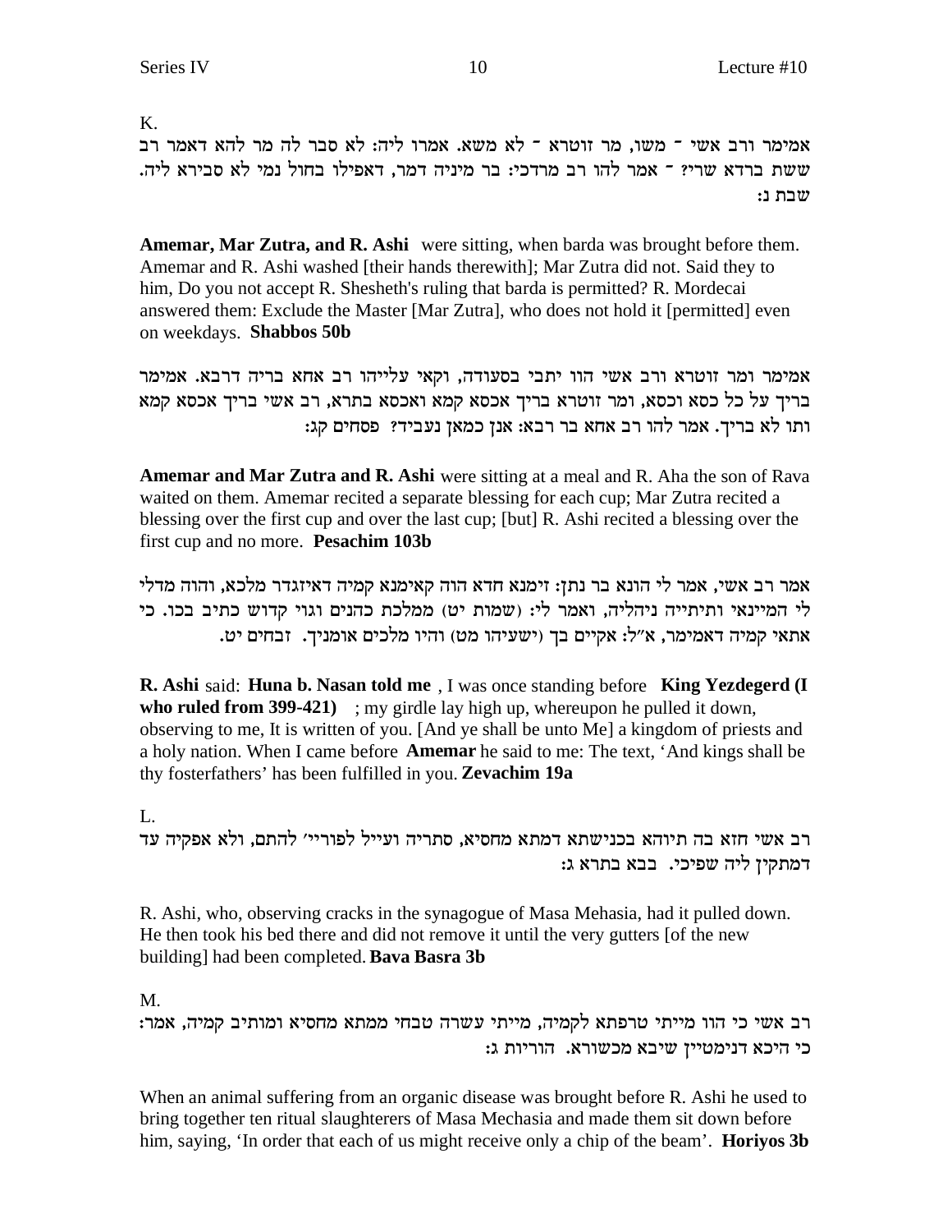K.

אמימר ורב אשי ־ משו, מר זוטרא ־ לא משא. אמרו ליה: לא סבר לה מר להא דאמר רב ששת ברדא שרי? ־ אמר להו רב מרדכי: בר מיניה דמר, דאפילו בחול נמי לא סבירא ליה. שבת נ:

**Amemar, Mar Zutra, and R. Ashi** were sitting, when barda was brought before them. Amemar and R. Ashi washed [their hands therewith]; Mar Zutra did not. Said they to him, Do you not accept R. Shesheth's ruling that barda is permitted? R. Mordecai answered them: Exclude the Master [Mar Zutra], who does not hold it [permitted] even on weekdays. **Shabbos 50b**

אמימר ומר זוטרא ורב אשי הוו יתבי בסעודה, וקאי עלייהו רב אחא בריה דרבא. אמימר בריך על כל כסא וכסא, ומר זוטרא בריך אכסא קמא ואכסא בתרא, רב אשי בריך אכסא קמא ותו לא בריך. אמר להו רב אחא בר רבא: אנן כמאן נעביד? פסחים קג:

**Amemar and Mar Zutra and R. Ashi** were sitting at a meal and R. Aha the son of Rava waited on them. Amemar recited a separate blessing for each cup; Mar Zutra recited a blessing over the first cup and over the last cup; [but] R. Ashi recited a blessing over the first cup and no more. **Pesachim 103b**

אמר רב אשי, אמר לי הונא בר נתן: זימנא חדא הוה קאימנא קמיה דאיזגדר מלכא, והוה מדלי לי המיינאי ותיתייה ניהליה, ואמר לי: (שמות יט) ממלכת כהנים וגוי קדוש כתיב בכו. כי אתאי קמיה דאמימר, א"ל: אקיים בך (ישעיהו מט) והיו מלכים אומניך. זבחים יט.

**R. Ashi** said: **Huna b. Nasan told me** , I was once standing before **King Yezdegerd (I who ruled from 399-421)** ; my girdle lay high up, whereupon he pulled it down, observing to me, It is written of you. [And ye shall be unto Me] a kingdom of priests and a holy nation. When I came before **Amemar** he said to me: The text, 'And kings shall be thy fosterfathers' has been fulfilled in you. **Zevachim 19a**

L.

רב אשי חזא בה תיוהא בכנישתא דמתא מחסיא, סתריה ועייל לפוריי' להתם, ולא אפקיה עד דמתקין ליה שפיכי. בבא בתרא ג:

R. Ashi, who, observing cracks in the synagogue of Masa Mehasia, had it pulled down. He then took his bed there and did not remove it until the very gutters [of the new building] had been completed. **Bava Basra 3b**

M.

רב אשי כי הוו מייתי טרפתא לקמיה, מייתי עשרה טבחי ממתא מחסיא ומותיב קמיה, אמר: כי היכא דנימטיין שיבא מכשורא. הוריות ג:

When an animal suffering from an organic disease was brought before R. Ashi he used to bring together ten ritual slaughterers of Masa Mechasia and made them sit down before him, saying, 'In order that each of us might receive only a chip of the beam'. **Horiyos 3b**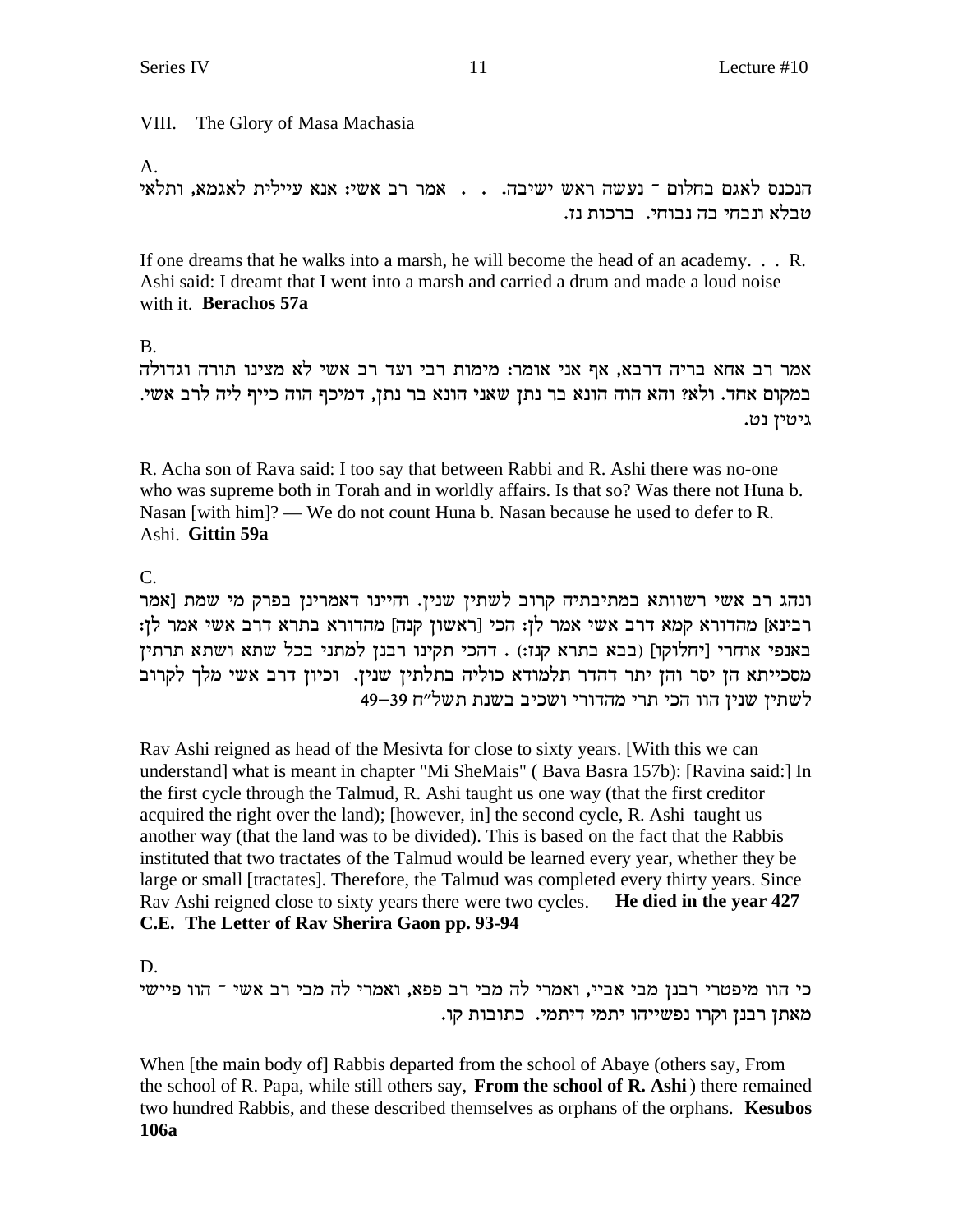VIII. The Glory of Masa Machasia

A.

הנכנס לאגם בחלום ־ נעשה ראש ישיבה. . . אמר רב אשי: אנא עיילית לאגמא, ותלאי טבלא ונבחי בה נבוחי. ברכות נז.

If one dreams that he walks into a marsh, he will become the head of an academy. . . R. Ashi said: I dreamt that I went into a marsh and carried a drum and made a loud noise with it. **Berachos 57a**

B.

אמר רב אחא בריה דרבא, אף אני אומר: מימות רבי ועד רב אשי לא מצינו תורה וגדולה במקום אחד. ולא? והא הוה הונא בר נתן שאני הונא בר נתן, דמיכף הוה כייף ליה לרב אשי. גיטין נט.

R. Acha son of Rava said: I too say that between Rabbi and R. Ashi there was no-one who was supreme both in Torah and in worldly affairs. Is that so? Was there not Huna b. Nasan [with him]? — We do not count Huna b. Nasan because he used to defer to R. Ashi. **Gittin 59a**

C.

ונהג רב אשי רשוותא במתיבתיה קרוב לשתין שנין. והיינו דאמרינן בפרק מי שמת [אמר רבינא] מהדורא קמא דרב אשי אמר לן: הכי [ראשון קנה] מהדורא בתרא דרב אשי אמר לן: באנפי אוחרי [יחלוקו] (בבא בתרא קנז:) . דהכי תקינו רבנן למתני בכל שתא ושתא תרתין מסכייתא הן יסר והן יתר דהדר תלמודא כוליה בתלתין שנין. וכיון דרב אשי מלך לקרוב לשתין שנין הוו הכי תרי מהדורי ושכיב בשנת תשל"ח 39–49

Rav Ashi reigned as head of the Mesivta for close to sixty years. [With this we can understand] what is meant in chapter "Mi SheMais" ( Bava Basra 157b): [Ravina said:] In the first cycle through the Talmud, R. Ashi taught us one way (that the first creditor acquired the right over the land); [however, in] the second cycle, R. Ashi taught us another way (that the land was to be divided). This is based on the fact that the Rabbis instituted that two tractates of the Talmud would be learned every year, whether they be large or small [tractates]. Therefore, the Talmud was completed every thirty years. Since Rav Ashi reigned close to sixty years there were two cycles. **He died in the year 427 C.E. The Letter of Rav Sherira Gaon pp. 93-94**

D.

כי הוו מיפטרי רבנן מבי אביי, ואמרי לה מבי רב פפא, ואמרי לה מבי רב אשי ־ הוו פיישי מאתן רבנן וקרו נפשייהו יתמי דיתמי. כתובות קו.

When [the main body of] Rabbis departed from the school of Abaye (others say, From the school of R. Papa, while still others say, **From the school of R. Ashi**) there remained two hundred Rabbis, and these described themselves as orphans of the orphans. **Kesubos 106a**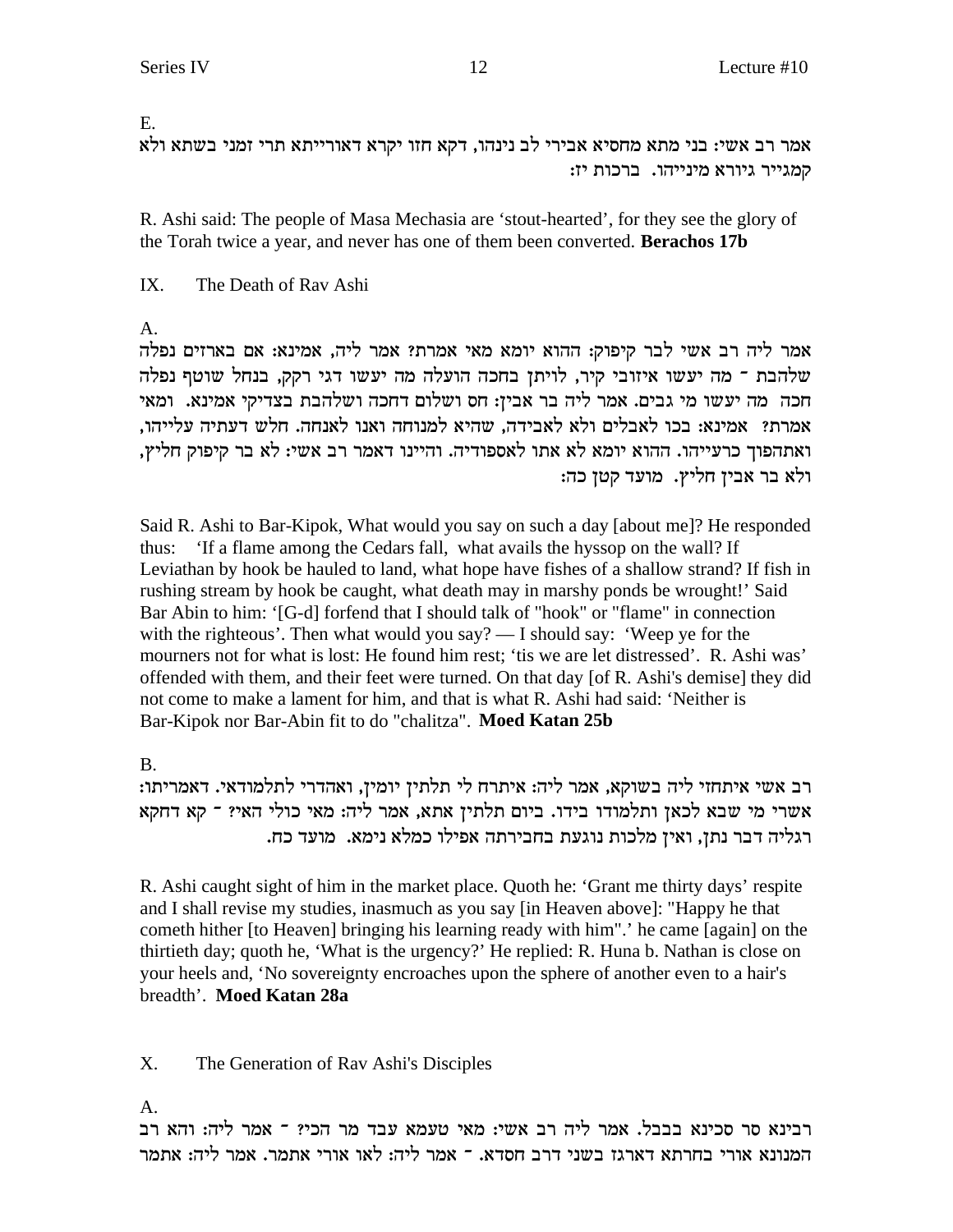E.

אמר רב אשי: בני מתא מחסיא אבירי לב נינהו, דקא חזו יקרא דאורייתא תרי זמני בשתא ולא קמגייר גיורא מינייהו. ברכות יז:

R. Ashi said: The people of Masa Mechasia are 'stout-hearted', for they see the glory of the Torah twice a year, and never has one of them been converted. **Berachos 17b**

IX. The Death of Rav Ashi

A.

אמר ליה רב אשי לבר קיפוק: ההוא יומא מאי אמרת? אמר ליה, אמינא: אם בארזים נפלה שלהבת ־ מה יעשו איזובי קיר, לויתן בחכה הועלה מה יעשו דגי רקק, בנחל שוטף נפלה חכה מה יעשו מי גבים. אמר ליה בר אבין: חס ושלום דחכה ושלהבת בצדיקי אמינא. ומאי אמרת? אמינא: בכו לאבלים ולא לאבידה, שהיא למנוחה ואנו לאנחה. חלש דעתיה עלייהו, ואתהפוך כרעייהו. ההוא יומא לא אתו לאספודיה. והיינו דאמר רב אשי: לא בר קיפוק חליץ, ולא בר אבין חליץ. מועד קטן כה:

Said R. Ashi to Bar-Kipok, What would you say on such a day [about me]? He responded thus: 'If a flame among the Cedars fall, what avails the hyssop on the wall? If Leviathan by hook be hauled to land, what hope have fishes of a shallow strand? If fish in rushing stream by hook be caught, what death may in marshy ponds be wrought!' Said Bar Abin to him: '[G-d] forfend that I should talk of "hook" or "flame" in connection with the righteous'. Then what would you say? — I should say: 'Weep ye for the mourners not for what is lost: He found him rest; 'tis we are let distressed'. R. Ashi was' offended with them, and their feet were turned. On that day [of R. Ashi's demise] they did not come to make a lament for him, and that is what R. Ashi had said: 'Neither is Bar-Kipok nor Bar-Abin fit to do "chalitza". **Moed Katan 25b**

B.

רב אשי איתחזי ליה בשוקא, אמר ליה: איתרח לי תלתין יומין, ואהדרי לתלמודאי. דאמריתו: אשרי מי שבא לכאן ותלמודו בידו. ביום תלתין אתא, אמר ליה: מאי כולי האי? ־ קא דחקא רגליה דבר נתן, ואין מלכות נוגעת בחבירתה אפילו כמלא נימא. מועד כח.

R. Ashi caught sight of him in the market place. Quoth he: 'Grant me thirty days' respite and I shall revise my studies, inasmuch as you say [in Heaven above]: "Happy he that cometh hither [to Heaven] bringing his learning ready with him".' he came [again] on the thirtieth day; quoth he, 'What is the urgency?' He replied: R. Huna b. Nathan is close on your heels and, 'No sovereignty encroaches upon the sphere of another even to a hair's breadth'. **Moed Katan 28a**

X. The Generation of Rav Ashi's Disciples

A.

רבינא סר סכינא בבבל. אמר ליה רב אשי: מאי טעמא עבד מר הכי? ־ אמר ליה: והא רב המנונא אורי בחרתא דארגז בשני דרב חסדא. ־ אמר ליה: לאו אורי אתמר. אמר ליה: אתמר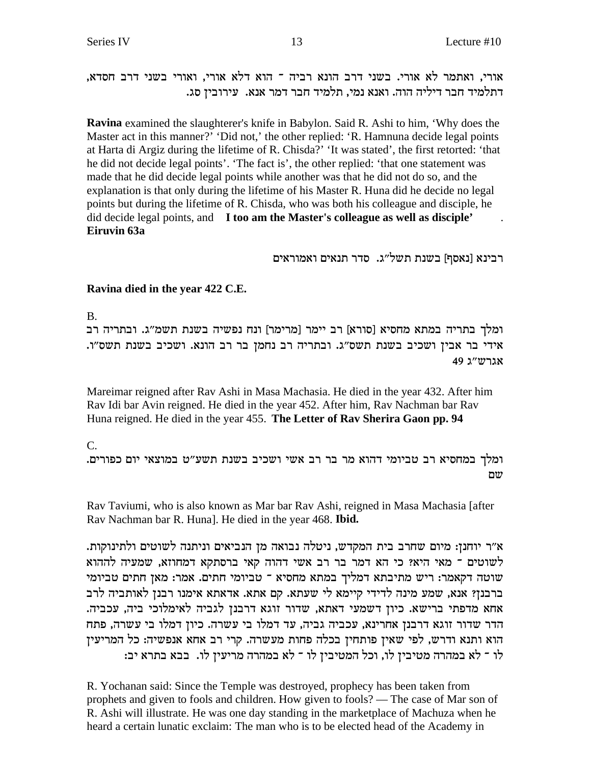אורי, ואתמר לא אורי. בשני דרב הונא רביה ־ הוא דלא אורי, ואורי בשני דרב חסדא, דתלמיד חבר דיליה הוה. ואנא נמי, תלמיד חבר דמר אנא. עירובין סג.

**Ravina** examined the slaughterer's knife in Babylon. Said R. Ashi to him, 'Why does the Master act in this manner?' 'Did not,' the other replied: 'R. Hamnuna decide legal points at Harta di Argiz during the lifetime of R. Chisda?' 'It was stated', the first retorted: 'that he did not decide legal points'. 'The fact is', the other replied: 'that one statement was made that he did decide legal points while another was that he did not do so, and the explanation is that only during the lifetime of his Master R. Huna did he decide no legal points but during the lifetime of R. Chisda, who was both his colleague and disciple, he did decide legal points, and **I too am the Master's colleague as well as disciple'** . **Eiruvin 63a**

רבינא [נאסף] בשנת תשל"ג. סדר תנאים ואמוראים

**Ravina died in the year 422 C.E.**

B.

ומלך בתריה במתא מחסיא [סורא] רב יימר [מרימר] ונח נפשיה בשנת תשמ"ג. ובתריה רב אידי בר אבין ושכיב בשנת תשס"ג. ובתריה רב נחמן בר רב הונא. ושכיב בשנת תשס"ו. אגרש"ג 49

Mareimar reigned after Rav Ashi in Masa Machasia. He died in the year 432. After him Rav Idi bar Avin reigned. He died in the year 452. After him, Rav Nachman bar Rav Huna reigned. He died in the year 455. **The Letter of Rav Sherira Gaon pp. 94**

C.

ומלך במחסיא רב טביומי דהוא מר בר רב אשי ושכיב בשנת תשע"ט במוצאי יום כפורים. שם

Rav Taviumi, who is also known as Mar bar Rav Ashi, reigned in Masa Machasia [after Rav Nachman bar R. Huna]. He died in the year 468. **Ibid.**

א"ר יוחנן: מיום שחרב בית המקדש, ניטלה נבואה מן הנביאים וניתנה לשוטים ולתינוקות. לשוטים ־ מאי היא? כי הא דמר בר רב אשי דהוה קאי ברסתקא דמחוזא, שמעיה לההוא שוטה דקאמר: ריש מתיבתא דמליך במתא מחסיא ־ טביומי חתים. אמר: מאן חתים טביומי ברבנן? אנא, שמע מינה לדידי קיימא לי שעתא. קם אתא. אדאתא אימנו רבנן לאותביה לרב אחא מדפתי ברישא. כיון דשמעי דאתא, שדור זוגא דרבנן לגביה לאימלוכי ביה, עכביה. הדר שדור זוגא דרבנן אחרינא, עכביה גביה, עד דמלו בי עשרה. כיון דמלו בי עשרה, פתח הוא ותנא ודרש, לפי שאין פותחין בכלה פחות מעשרה. קרי רב אחא אנפשיה: כל המריעין לו ־ לא במהרה מטיבין לו, וכל המטיבין לו ־ לא במהרה מריעין לו. בבא בתרא יב:

R. Yochanan said: Since the Temple was destroyed, prophecy has been taken from prophets and given to fools and children. How given to fools? — The case of Mar son of R. Ashi will illustrate. He was one day standing in the marketplace of Machuza when he heard a certain lunatic exclaim: The man who is to be elected head of the Academy in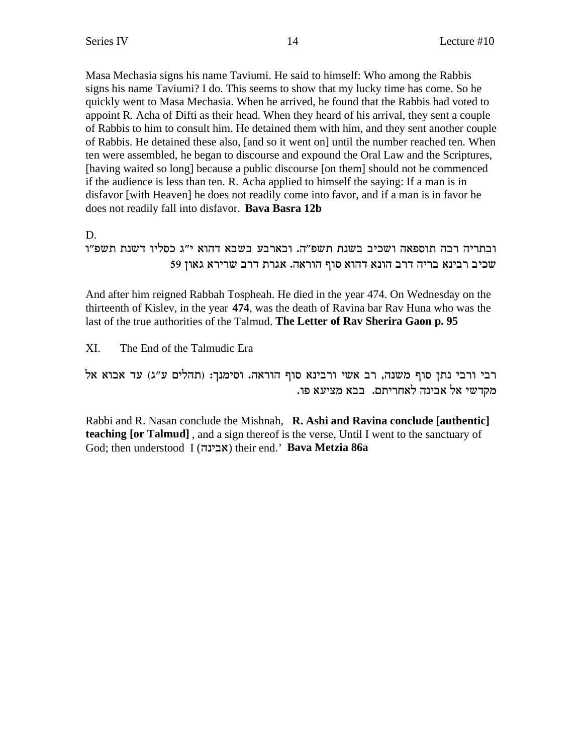Masa Mechasia signs his name Taviumi. He said to himself: Who among the Rabbis signs his name Taviumi? I do. This seems to show that my lucky time has come. So he quickly went to Masa Mechasia. When he arrived, he found that the Rabbis had voted to appoint R. Acha of Difti as their head. When they heard of his arrival, they sent a couple of Rabbis to him to consult him. He detained them with him, and they sent another couple of Rabbis. He detained these also, [and so it went on] until the number reached ten. When ten were assembled, he began to discourse and expound the Oral Law and the Scriptures, [having waited so long] because a public discourse [on them] should not be commenced if the audience is less than ten. R. Acha applied to himself the saying: If a man is in disfavor [with Heaven] he does not readily come into favor, and if a man is in favor he does not readily fall into disfavor. **Bava Basra 12b**

D.

ובתריה רבה תוספאה ושכיב בשנת תשפ״ה. ובארבע בשבא דהוא י״ג כסליו דשנת תשפ״ו שכיב רבינא בריה דרב הונא דהוא סוף הוראה. אגרת דרב שרירא גאון 59

And after him reigned Rabbah Tospheah. He died in the year 474. On Wednesday on the thirteenth of Kislev, in the year **474**, was the death of Ravina bar Rav Huna who was the last of the true authorities of the Talmud. **The Letter of Rav Sherira Gaon p. 95**

XI. The End of the Talmudic Era

רבי ורבי נתן סוף משנה, רב אשי ורבינא סוף הוראה. וסימנך: (תהלים ע״ג) עד אבוא אל מקדשי אל אבינה לאחריתם. בבא מציעא פו.

Rabbi and R. Nasan conclude the Mishnah, **R. Ashi and Ravina conclude [authentic] teaching [or Talmud]** , and a sign thereof is the verse, Until I went to the sanctuary of God; then understood I (אבינה) their end.' **Bava Metzia 86a**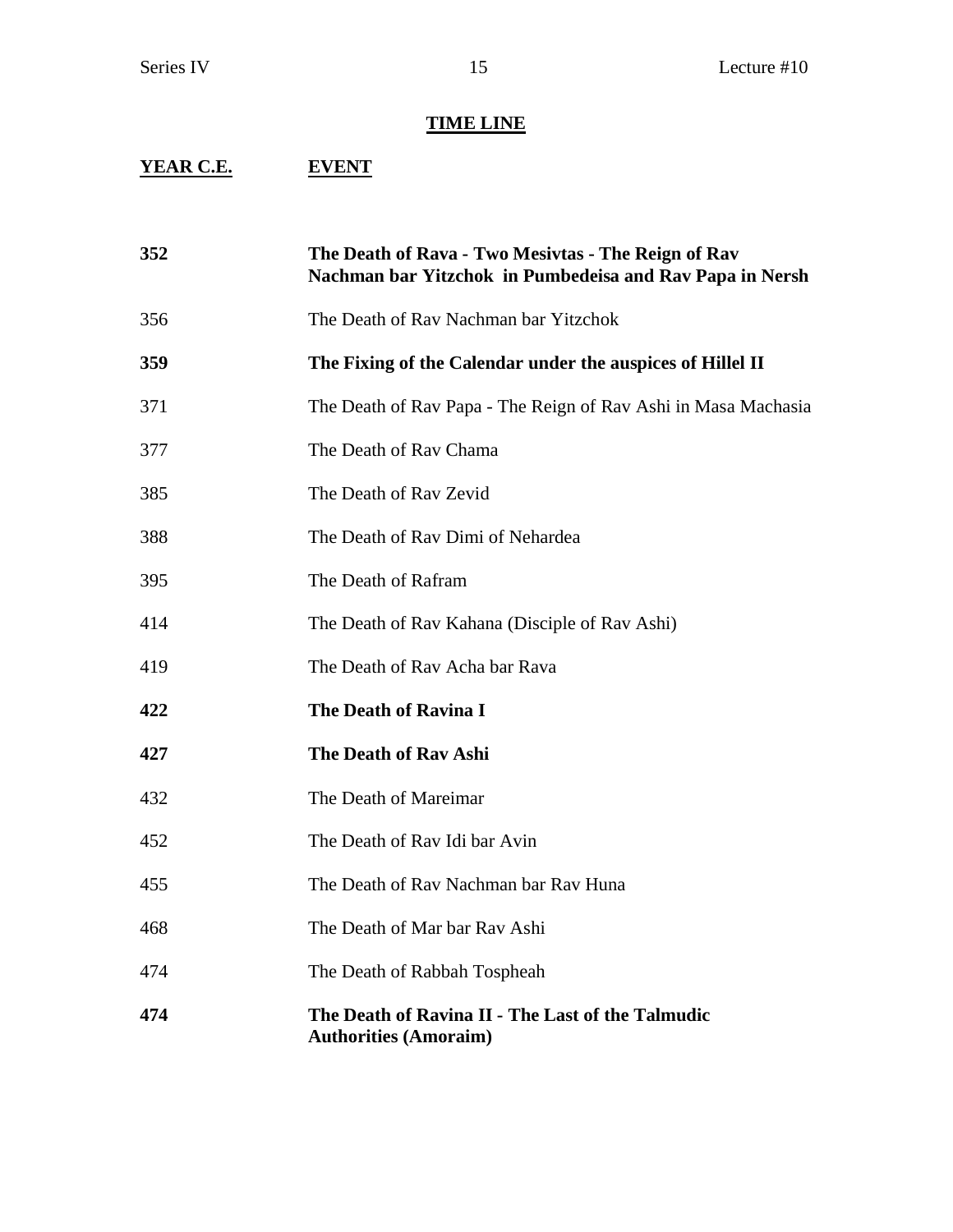## TIME LINE

| YEAR C.E. | EVENT |
|---|---|
| **352** | **The Death of Rava - Two Mesivtas - The Reign of Rav Nachman bar Yitzchok in Pumbedeisa and Rav Papa in Nersh** |
| 356 | The Death of Rav Nachman bar Yitzchok |
| **359** | **The Fixing of the Calendar under the auspices of Hillel II** |
| 371 | The Death of Rav Papa - The Reign of Rav Ashi in Masa Machasia |
| 377 | The Death of Rav Chama |
| 385 | The Death of Rav Zevid |
| 388 | The Death of Rav Dimi of Nehardea |
| 395 | The Death of Rafram |
| 414 | The Death of Rav Kahana (Disciple of Rav Ashi) |
| 419 | The Death of Rav Acha bar Rava |
| **422** | **The Death of Ravina I** |
| **427** | **The Death of Rav Ashi** |
| 432 | The Death of Mareimar |
| 452 | The Death of Rav Idi bar Avin |
| 455 | The Death of Rav Nachman bar Rav Huna |
| 468 | The Death of Mar bar Rav Ashi |
| 474 | The Death of Rabbah Tospheah |
| **474** | **The Death of Ravina II - The Last of the Talmudic Authorities (Amoraim)** |